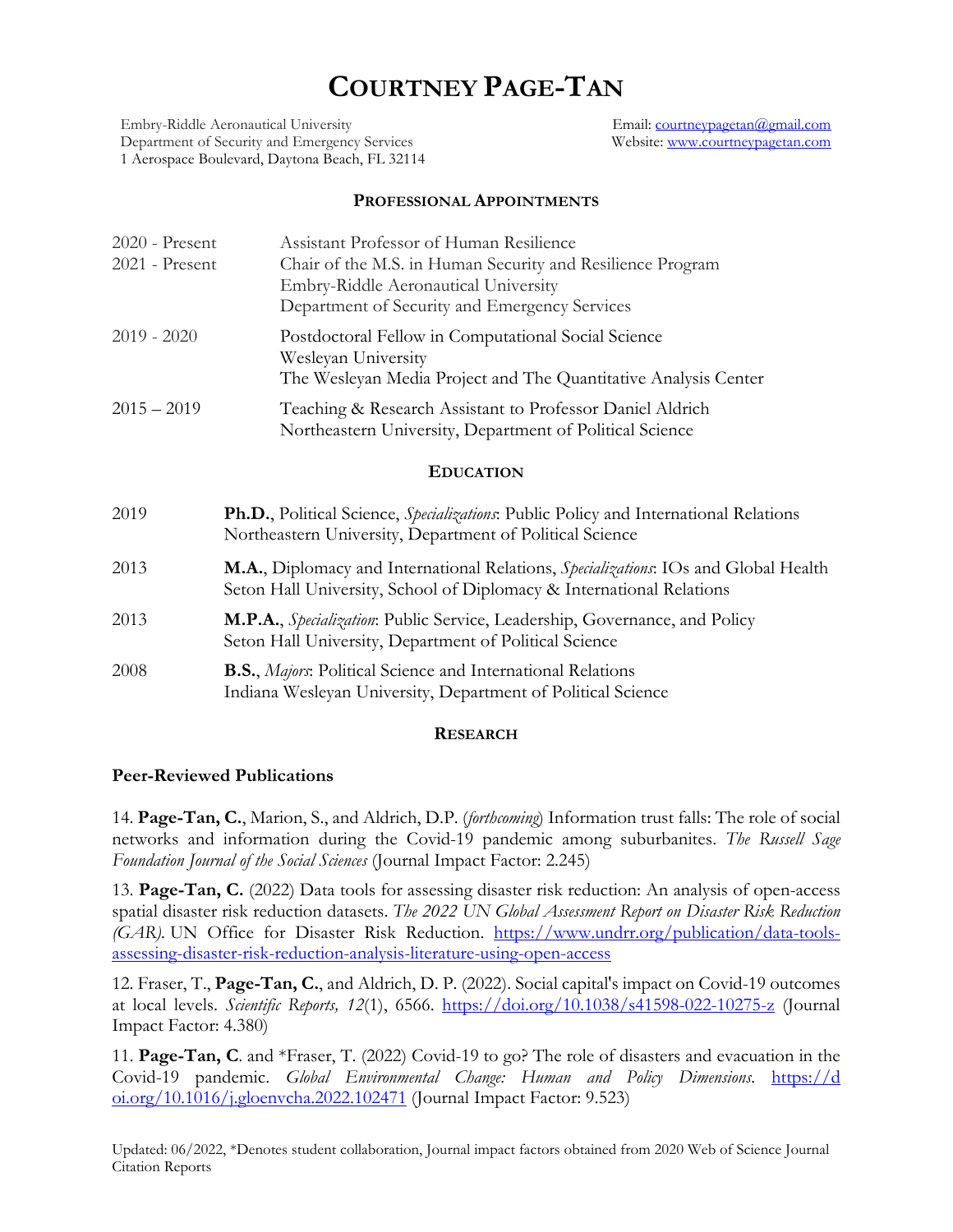# COURTNEY PAGE-TAN

Embry-Riddle Aeronautical University
Department of Security and Emergency Services
1 Aerospace Boulevard, Daytona Beach, FL 32114

Email: courtneypagetan@gmail.com
Website: www.courtneypagetan.com

## PROFESSIONAL APPOINTMENTS

2020 - Present — Assistant Professor of Human Resilience
2021 - Present — Chair of the M.S. in Human Security and Resilience Program
Embry-Riddle Aeronautical University
Department of Security and Emergency Services

2019 - 2020 — Postdoctoral Fellow in Computational Social Science
Wesleyan University
The Wesleyan Media Project and The Quantitative Analysis Center

2015 – 2019 — Teaching & Research Assistant to Professor Daniel Aldrich
Northeastern University, Department of Political Science

## EDUCATION

2019 — **Ph.D.**, Political Science, *Specializations*: Public Policy and International Relations
Northeastern University, Department of Political Science

2013 — **M.A.**, Diplomacy and International Relations, *Specializations*: IOs and Global Health
Seton Hall University, School of Diplomacy & International Relations

2013 — **M.P.A.**, *Specialization*: Public Service, Leadership, Governance, and Policy
Seton Hall University, Department of Political Science

2008 — **B.S.**, *Majors*: Political Science and International Relations
Indiana Wesleyan University, Department of Political Science

## RESEARCH

### Peer-Reviewed Publications

14. **Page-Tan, C.**, Marion, S., and Aldrich, D.P. (*forthcoming*) Information trust falls: The role of social networks and information during the Covid-19 pandemic among suburbanites. *The Russell Sage Foundation Journal of the Social Sciences* (Journal Impact Factor: 2.245)

13. **Page-Tan, C.** (2022) Data tools for assessing disaster risk reduction: An analysis of open-access spatial disaster risk reduction datasets. *The 2022 UN Global Assessment Report on Disaster Risk Reduction (GAR)*. UN Office for Disaster Risk Reduction. https://www.undrr.org/publication/data-tools-assessing-disaster-risk-reduction-analysis-literature-using-open-access

12. Fraser, T., **Page-Tan, C.**, and Aldrich, D. P. (2022). Social capital's impact on Covid-19 outcomes at local levels. *Scientific Reports, 12*(1), 6566. https://doi.org/10.1038/s41598-022-10275-z (Journal Impact Factor: 4.380)

11. **Page-Tan, C**. and *Fraser, T. (2022) Covid-19 to go? The role of disasters and evacuation in the Covid-19 pandemic. *Global Environmental Change: Human and Policy Dimensions*. https://doi.org/10.1016/j.gloenvcha.2022.102471 (Journal Impact Factor: 9.523)

Updated: 06/2022, *Denotes student collaboration, Journal impact factors obtained from 2020 Web of Science Journal Citation Reports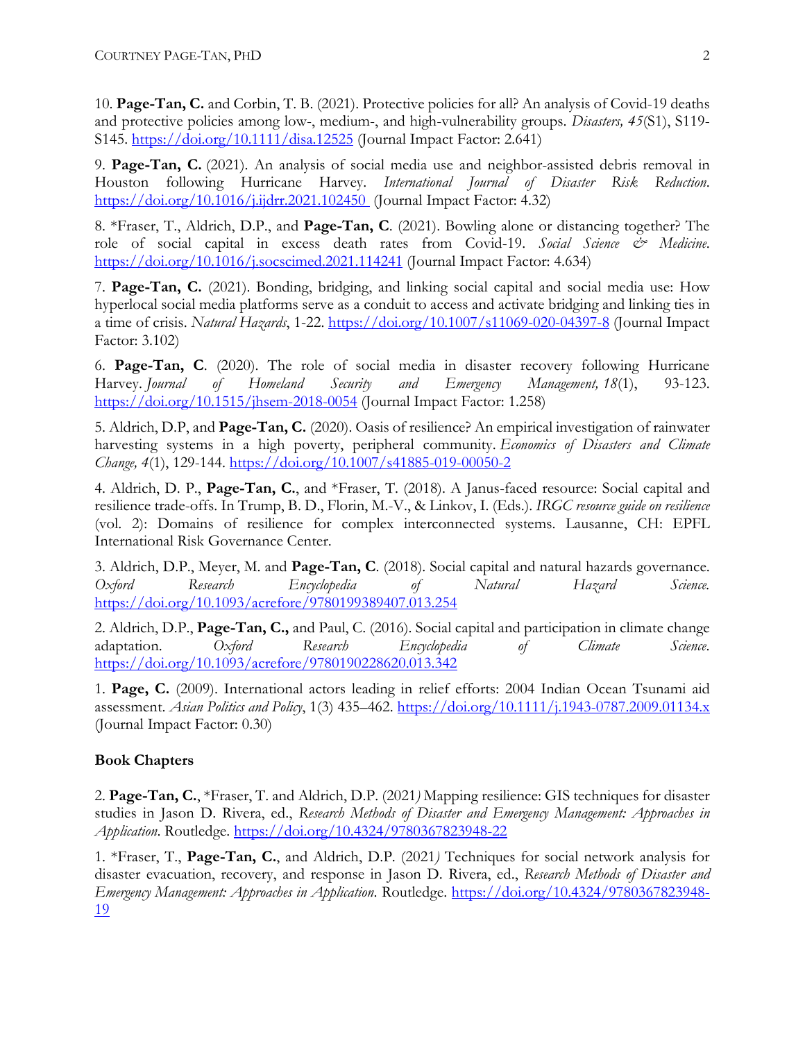10. **Page-Tan, C.** and Corbin, T. B. (2021). Protective policies for all? An analysis of Covid-19 deaths and protective policies among low-, medium-, and high-vulnerability groups. *Disasters, 45*(S1), S119-S145. https://doi.org/10.1111/disa.12525 (Journal Impact Factor: 2.641)

9. **Page-Tan, C.** (2021). An analysis of social media use and neighbor-assisted debris removal in Houston following Hurricane Harvey. *International Journal of Disaster Risk Reduction*. https://doi.org/10.1016/j.ijdrr.2021.102450 (Journal Impact Factor: 4.32)

8. *Fraser, T., Aldrich, D.P., and **Page-Tan, C**. (2021). Bowling alone or distancing together? The role of social capital in excess death rates from Covid-19. *Social Science & Medicine*. https://doi.org/10.1016/j.socscimed.2021.114241 (Journal Impact Factor: 4.634)

7. **Page-Tan, C.** (2021). Bonding, bridging, and linking social capital and social media use: How hyperlocal social media platforms serve as a conduit to access and activate bridging and linking ties in a time of crisis. *Natural Hazards*, 1-22. https://doi.org/10.1007/s11069-020-04397-8 (Journal Impact Factor: 3.102)

6. **Page-Tan, C**. (2020). The role of social media in disaster recovery following Hurricane Harvey. *Journal of Homeland Security and Emergency Management, 18*(1), 93-123. https://doi.org/10.1515/jhsem-2018-0054 (Journal Impact Factor: 1.258)

5. Aldrich, D.P, and **Page-Tan, C.** (2020). Oasis of resilience? An empirical investigation of rainwater harvesting systems in a high poverty, peripheral community. *Economics of Disasters and Climate Change, 4*(1), 129-144. https://doi.org/10.1007/s41885-019-00050-2

4. Aldrich, D. P., **Page-Tan, C.**, and *Fraser, T. (2018). A Janus-faced resource: Social capital and resilience trade-offs. In Trump, B. D., Florin, M.-V., & Linkov, I. (Eds.). *IRGC resource guide on resilience* (vol. 2): Domains of resilience for complex interconnected systems. Lausanne, CH: EPFL International Risk Governance Center.

3. Aldrich, D.P., Meyer, M. and **Page-Tan, C**. (2018). Social capital and natural hazards governance. *Oxford Research Encyclopedia of Natural Hazard Science*. https://doi.org/10.1093/acrefore/9780199389407.013.254

2. Aldrich, D.P., **Page-Tan, C.,** and Paul, C. (2016). Social capital and participation in climate change adaptation. *Oxford Research Encyclopedia of Climate Science*. https://doi.org/10.1093/acrefore/9780190228620.013.342

1. **Page, C.** (2009). International actors leading in relief efforts: 2004 Indian Ocean Tsunami aid assessment. *Asian Politics and Policy*, 1(3) 435–462. https://doi.org/10.1111/j.1943-0787.2009.01134.x (Journal Impact Factor: 0.30)

**Book Chapters**

2. **Page-Tan, C.**, *Fraser, T. and Aldrich, D.P. (2021*)* Mapping resilience: GIS techniques for disaster studies in Jason D. Rivera, ed., *Research Methods of Disaster and Emergency Management: Approaches in Application*. Routledge. https://doi.org/10.4324/9780367823948-22

1. *Fraser, T., **Page-Tan, C.**, and Aldrich, D.P. (2021*)* Techniques for social network analysis for disaster evacuation, recovery, and response in Jason D. Rivera, ed., *Research Methods of Disaster and Emergency Management: Approaches in Application*. Routledge. https://doi.org/10.4324/9780367823948-19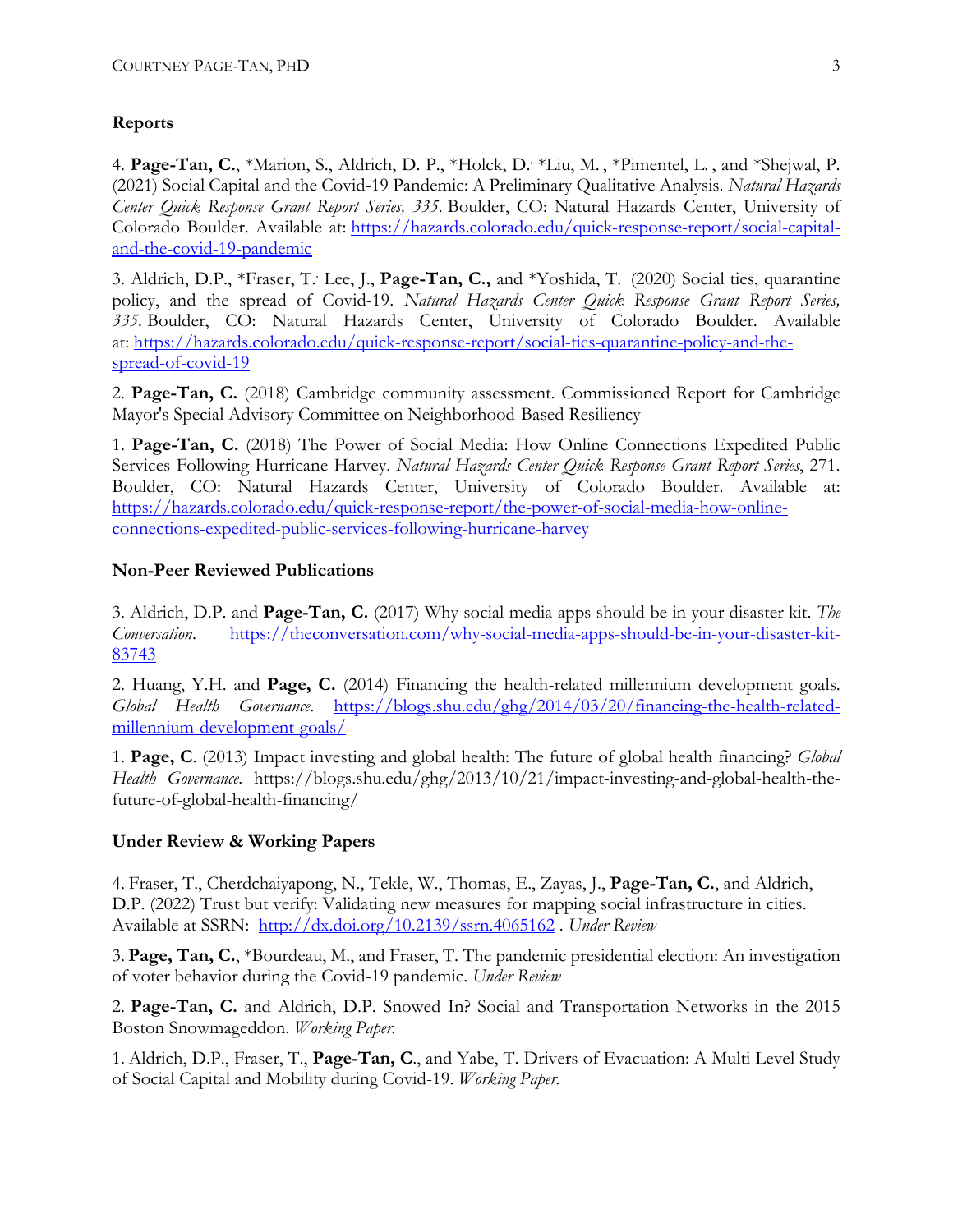## Reports

4. **Page-Tan, C.**, *Marion, S., Aldrich, D. P., *Holck, D.' *Liu, M. , *Pimentel, L. , and *Shejwal, P. (2021) Social Capital and the Covid-19 Pandemic: A Preliminary Qualitative Analysis. *Natural Hazards Center Quick Response Grant Report Series, 335*. Boulder, CO: Natural Hazards Center, University of Colorado Boulder. Available at: https://hazards.colorado.edu/quick-response-report/social-capital-and-the-covid-19-pandemic

3. Aldrich, D.P., *Fraser, T.' Lee, J., **Page-Tan, C.,** and *Yoshida, T. (2020) Social ties, quarantine policy, and the spread of Covid-19. *Natural Hazards Center Quick Response Grant Report Series, 335*. Boulder, CO: Natural Hazards Center, University of Colorado Boulder. Available at: https://hazards.colorado.edu/quick-response-report/social-ties-quarantine-policy-and-the-spread-of-covid-19

2. **Page-Tan, C.** (2018) Cambridge community assessment. Commissioned Report for Cambridge Mayor's Special Advisory Committee on Neighborhood-Based Resiliency

1. **Page-Tan, C.** (2018) The Power of Social Media: How Online Connections Expedited Public Services Following Hurricane Harvey. *Natural Hazards Center Quick Response Grant Report Series*, 271. Boulder, CO: Natural Hazards Center, University of Colorado Boulder. Available at: https://hazards.colorado.edu/quick-response-report/the-power-of-social-media-how-online-connections-expedited-public-services-following-hurricane-harvey

## Non-Peer Reviewed Publications

3. Aldrich, D.P. and **Page-Tan, C.** (2017) Why social media apps should be in your disaster kit. *The Conversation*. https://theconversation.com/why-social-media-apps-should-be-in-your-disaster-kit-83743

2. Huang, Y.H. and **Page, C.** (2014) Financing the health-related millennium development goals. *Global Health Governance*. https://blogs.shu.edu/ghg/2014/03/20/financing-the-health-related-millennium-development-goals/

1. **Page, C**. (2013) Impact investing and global health: The future of global health financing? *Global Health Governance*. https://blogs.shu.edu/ghg/2013/10/21/impact-investing-and-global-health-the-future-of-global-health-financing/

## Under Review & Working Papers

4. Fraser, T., Cherdchaiyapong, N., Tekle, W., Thomas, E., Zayas, J., **Page-Tan, C.**, and Aldrich, D.P. (2022) Trust but verify: Validating new measures for mapping social infrastructure in cities. Available at SSRN: http://dx.doi.org/10.2139/ssrn.4065162 . *Under Review*

3. **Page, Tan, C.**, *Bourdeau, M., and Fraser, T. The pandemic presidential election: An investigation of voter behavior during the Covid-19 pandemic. *Under Review*

2. **Page-Tan, C.** and Aldrich, D.P. Snowed In? Social and Transportation Networks in the 2015 Boston Snowmageddon. *Working Paper.*

1. Aldrich, D.P., Fraser, T., **Page-Tan, C**., and Yabe, T. Drivers of Evacuation: A Multi Level Study of Social Capital and Mobility during Covid-19. *Working Paper.*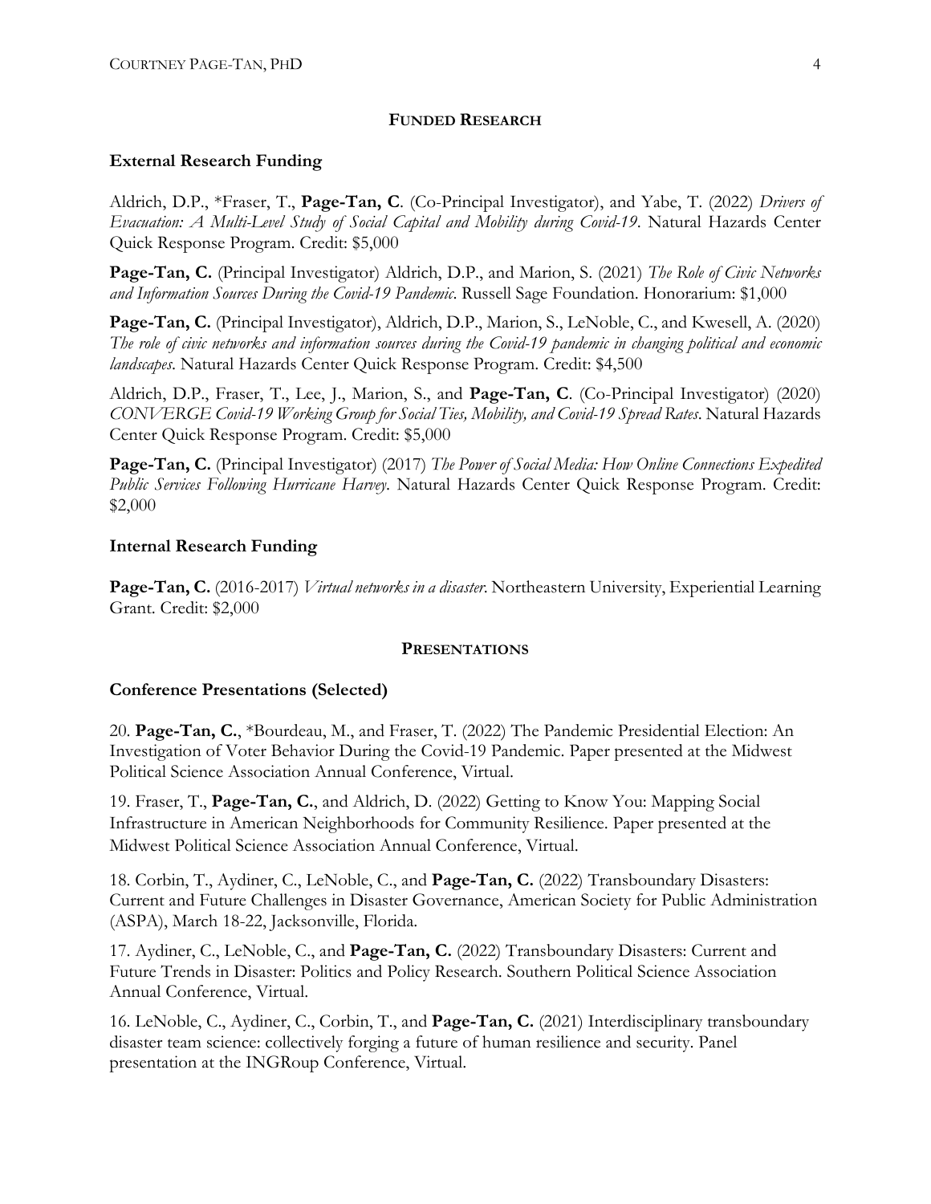## FUNDED RESEARCH

### External Research Funding

Aldrich, D.P., *Fraser, T., **Page-Tan, C**. (Co-Principal Investigator), and Yabe, T. (2022) *Drivers of Evacuation: A Multi-Level Study of Social Capital and Mobility during Covid-19*. Natural Hazards Center Quick Response Program. Credit: $5,000

**Page-Tan, C.** (Principal Investigator) Aldrich, D.P., and Marion, S. (2021) *The Role of Civic Networks and Information Sources During the Covid-19 Pandemic*. Russell Sage Foundation. Honorarium: $1,000

**Page-Tan, C.** (Principal Investigator), Aldrich, D.P., Marion, S., LeNoble, C., and Kwesell, A. (2020) *The role of civic networks and information sources during the Covid-19 pandemic in changing political and economic landscapes*. Natural Hazards Center Quick Response Program. Credit: $4,500

Aldrich, D.P., Fraser, T., Lee, J., Marion, S., and **Page-Tan, C**. (Co-Principal Investigator) (2020) *CONVERGE Covid-19 Working Group for Social Ties, Mobility, and Covid-19 Spread Rates*. Natural Hazards Center Quick Response Program. Credit: $5,000

**Page-Tan, C.** (Principal Investigator) (2017) *The Power of Social Media: How Online Connections Expedited Public Services Following Hurricane Harvey*. Natural Hazards Center Quick Response Program. Credit: $2,000

### Internal Research Funding

**Page-Tan, C.** (2016-2017) *Virtual networks in a disaster*. Northeastern University, Experiential Learning Grant. Credit: $2,000

## PRESENTATIONS

### Conference Presentations (Selected)

20. **Page-Tan, C.**, *Bourdeau, M., and Fraser, T. (2022) The Pandemic Presidential Election: An Investigation of Voter Behavior During the Covid-19 Pandemic. Paper presented at the Midwest Political Science Association Annual Conference, Virtual.

19. Fraser, T., **Page-Tan, C.**, and Aldrich, D. (2022) Getting to Know You: Mapping Social Infrastructure in American Neighborhoods for Community Resilience. Paper presented at the Midwest Political Science Association Annual Conference, Virtual.

18. Corbin, T., Aydiner, C., LeNoble, C., and **Page-Tan, C.** (2022) Transboundary Disasters: Current and Future Challenges in Disaster Governance, American Society for Public Administration (ASPA), March 18-22, Jacksonville, Florida.

17. Aydiner, C., LeNoble, C., and **Page-Tan, C.** (2022) Transboundary Disasters: Current and Future Trends in Disaster: Politics and Policy Research. Southern Political Science Association Annual Conference, Virtual.

16. LeNoble, C., Aydiner, C., Corbin, T., and **Page-Tan, C.** (2021) Interdisciplinary transboundary disaster team science: collectively forging a future of human resilience and security. Panel presentation at the INGRoup Conference, Virtual.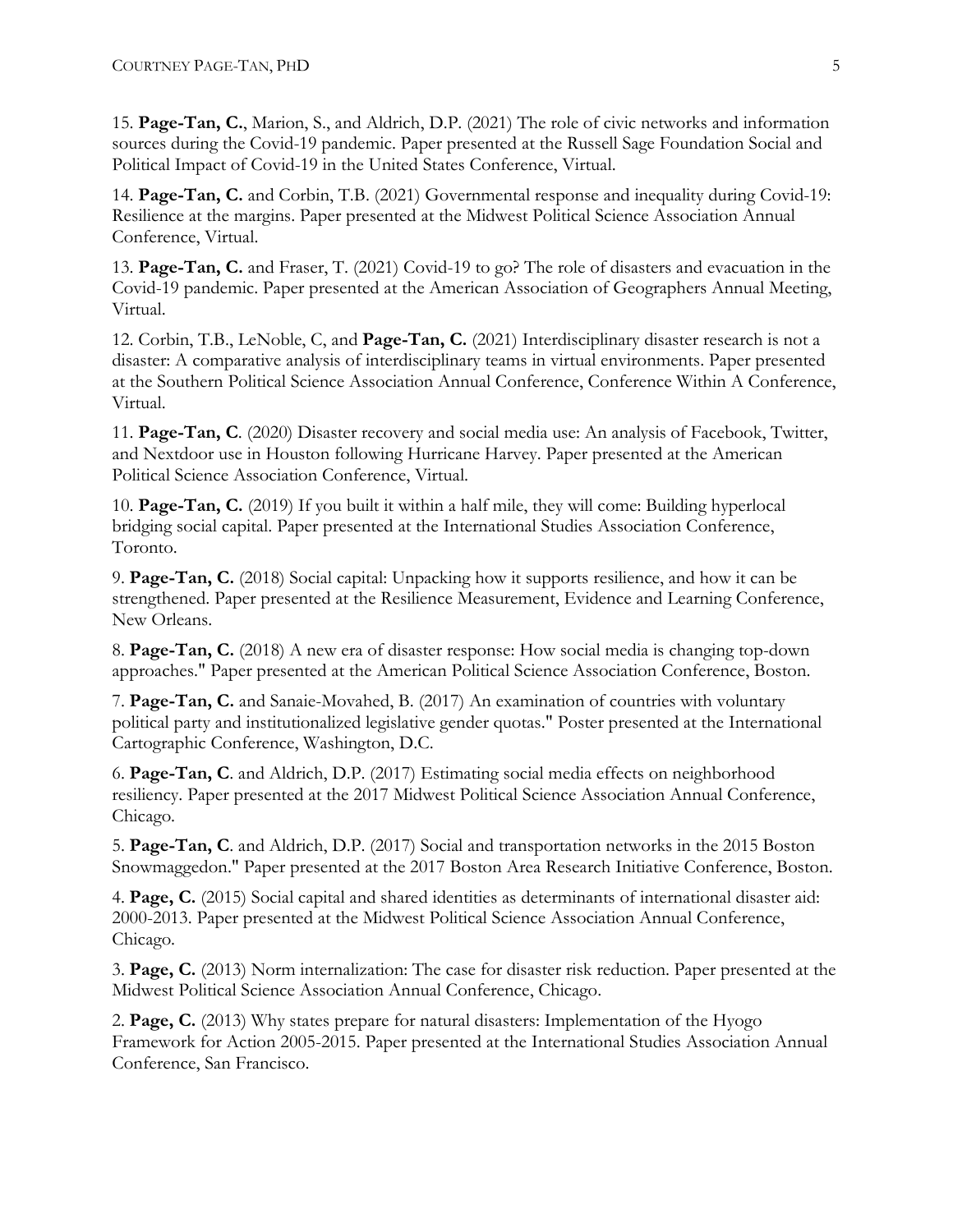15. **Page-Tan, C.**, Marion, S., and Aldrich, D.P. (2021) The role of civic networks and information sources during the Covid-19 pandemic. Paper presented at the Russell Sage Foundation Social and Political Impact of Covid-19 in the United States Conference, Virtual.

14. **Page-Tan, C.** and Corbin, T.B. (2021) Governmental response and inequality during Covid-19: Resilience at the margins. Paper presented at the Midwest Political Science Association Annual Conference, Virtual.

13. **Page-Tan, C.** and Fraser, T. (2021) Covid-19 to go? The role of disasters and evacuation in the Covid-19 pandemic. Paper presented at the American Association of Geographers Annual Meeting, Virtual.

12. Corbin, T.B., LeNoble, C, and **Page-Tan, C.** (2021) Interdisciplinary disaster research is not a disaster: A comparative analysis of interdisciplinary teams in virtual environments. Paper presented at the Southern Political Science Association Annual Conference, Conference Within A Conference, Virtual.

11. **Page-Tan, C**. (2020) Disaster recovery and social media use: An analysis of Facebook, Twitter, and Nextdoor use in Houston following Hurricane Harvey. Paper presented at the American Political Science Association Conference, Virtual.

10. **Page-Tan, C.** (2019) If you built it within a half mile, they will come: Building hyperlocal bridging social capital. Paper presented at the International Studies Association Conference, Toronto.

9. **Page-Tan, C.** (2018) Social capital: Unpacking how it supports resilience, and how it can be strengthened. Paper presented at the Resilience Measurement, Evidence and Learning Conference, New Orleans.

8. **Page-Tan, C.** (2018) A new era of disaster response: How social media is changing top-down approaches." Paper presented at the American Political Science Association Conference, Boston.

7. **Page-Tan, C.** and Sanaie-Movahed, B. (2017) An examination of countries with voluntary political party and institutionalized legislative gender quotas." Poster presented at the International Cartographic Conference, Washington, D.C.

6. **Page-Tan, C**. and Aldrich, D.P. (2017) Estimating social media effects on neighborhood resiliency. Paper presented at the 2017 Midwest Political Science Association Annual Conference, Chicago.

5. **Page-Tan, C**. and Aldrich, D.P. (2017) Social and transportation networks in the 2015 Boston Snowmaggedon." Paper presented at the 2017 Boston Area Research Initiative Conference, Boston.

4. **Page, C.** (2015) Social capital and shared identities as determinants of international disaster aid: 2000-2013. Paper presented at the Midwest Political Science Association Annual Conference, Chicago.

3. **Page, C.** (2013) Norm internalization: The case for disaster risk reduction. Paper presented at the Midwest Political Science Association Annual Conference, Chicago.

2. **Page, C.** (2013) Why states prepare for natural disasters: Implementation of the Hyogo Framework for Action 2005-2015. Paper presented at the International Studies Association Annual Conference, San Francisco.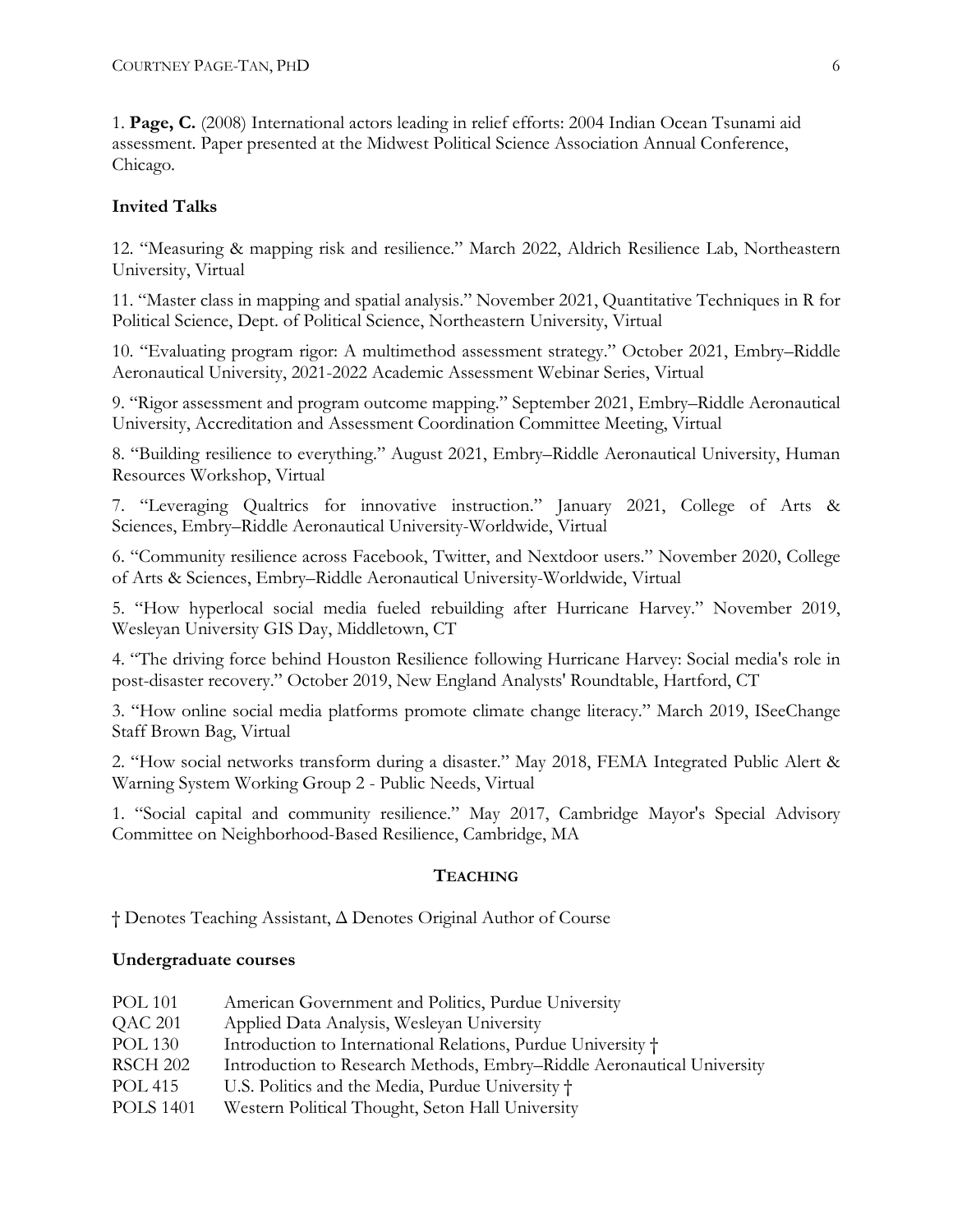1. **Page, C.** (2008) International actors leading in relief efforts: 2004 Indian Ocean Tsunami aid assessment. Paper presented at the Midwest Political Science Association Annual Conference, Chicago.

### Invited Talks

12. "Measuring & mapping risk and resilience." March 2022, Aldrich Resilience Lab, Northeastern University, Virtual

11. "Master class in mapping and spatial analysis." November 2021, Quantitative Techniques in R for Political Science, Dept. of Political Science, Northeastern University, Virtual

10. "Evaluating program rigor: A multimethod assessment strategy." October 2021, Embry–Riddle Aeronautical University, 2021-2022 Academic Assessment Webinar Series, Virtual

9. "Rigor assessment and program outcome mapping." September 2021, Embry–Riddle Aeronautical University, Accreditation and Assessment Coordination Committee Meeting, Virtual

8. "Building resilience to everything." August 2021, Embry–Riddle Aeronautical University, Human Resources Workshop, Virtual

7. "Leveraging Qualtrics for innovative instruction." January 2021, College of Arts & Sciences, Embry–Riddle Aeronautical University-Worldwide, Virtual

6. "Community resilience across Facebook, Twitter, and Nextdoor users." November 2020, College of Arts & Sciences, Embry–Riddle Aeronautical University-Worldwide, Virtual

5. "How hyperlocal social media fueled rebuilding after Hurricane Harvey." November 2019, Wesleyan University GIS Day, Middletown, CT

4. "The driving force behind Houston Resilience following Hurricane Harvey: Social media's role in post-disaster recovery." October 2019, New England Analysts' Roundtable, Hartford, CT

3. "How online social media platforms promote climate change literacy." March 2019, ISeeChange Staff Brown Bag, Virtual

2. "How social networks transform during a disaster." May 2018, FEMA Integrated Public Alert & Warning System Working Group 2 - Public Needs, Virtual

1. "Social capital and community resilience." May 2017, Cambridge Mayor's Special Advisory Committee on Neighborhood-Based Resilience, Cambridge, MA

## TEACHING

† Denotes Teaching Assistant, Δ Denotes Original Author of Course

### Undergraduate courses

| | |
|---|---|
| POL 101 | American Government and Politics, Purdue University |
| QAC 201 | Applied Data Analysis, Wesleyan University |
| POL 130 | Introduction to International Relations, Purdue University † |
| RSCH 202 | Introduction to Research Methods, Embry–Riddle Aeronautical University |
| POL 415 | U.S. Politics and the Media, Purdue University † |
| POLS 1401 | Western Political Thought, Seton Hall University |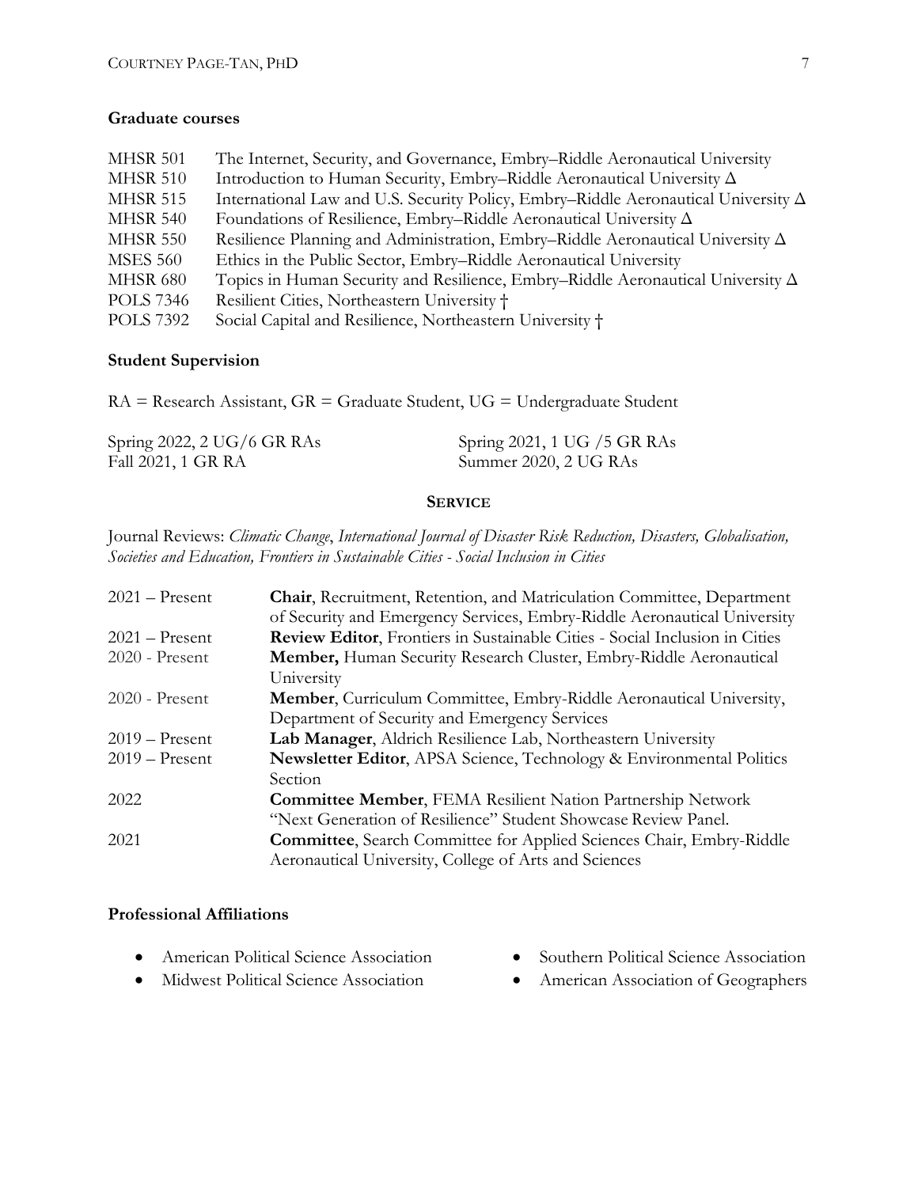### Graduate courses

| | |
|---|---|
| MHSR 501 | The Internet, Security, and Governance, Embry–Riddle Aeronautical University |
| MHSR 510 | Introduction to Human Security, Embry–Riddle Aeronautical University Δ |
| MHSR 515 | International Law and U.S. Security Policy, Embry–Riddle Aeronautical University Δ |
| MHSR 540 | Foundations of Resilience, Embry–Riddle Aeronautical University Δ |
| MHSR 550 | Resilience Planning and Administration, Embry–Riddle Aeronautical University Δ |
| MSES 560 | Ethics in the Public Sector, Embry–Riddle Aeronautical University |
| MHSR 680 | Topics in Human Security and Resilience, Embry–Riddle Aeronautical University Δ |
| POLS 7346 | Resilient Cities, Northeastern University † |
| POLS 7392 | Social Capital and Resilience, Northeastern University † |

### Student Supervision

RA = Research Assistant, GR = Graduate Student, UG = Undergraduate Student

Spring 2022, 2 UG/6 GR RAs
Fall 2021, 1 GR RA
Spring 2021, 1 UG /5 GR RAs
Summer 2020, 2 UG RAs

## SERVICE

Journal Reviews: *Climatic Change*, *International Journal of Disaster Risk Reduction, Disasters, Globalisation, Societies and Education, Frontiers in Sustainable Cities - Social Inclusion in Cities*

| | |
|---|---|
| 2021 – Present | **Chair**, Recruitment, Retention, and Matriculation Committee, Department of Security and Emergency Services, Embry-Riddle Aeronautical University |
| 2021 – Present | **Review Editor**, Frontiers in Sustainable Cities - Social Inclusion in Cities |
| 2020 - Present | **Member,** Human Security Research Cluster, Embry-Riddle Aeronautical University |
| 2020 - Present | **Member**, Curriculum Committee, Embry-Riddle Aeronautical University, Department of Security and Emergency Services |
| 2019 – Present | **Lab Manager**, Aldrich Resilience Lab, Northeastern University |
| 2019 – Present | **Newsletter Editor**, APSA Science, Technology & Environmental Politics Section |
| 2022 | **Committee Member**, FEMA Resilient Nation Partnership Network "Next Generation of Resilience" Student Showcase Review Panel. |
| 2021 | **Committee**, Search Committee for Applied Sciences Chair, Embry-Riddle Aeronautical University, College of Arts and Sciences |

### Professional Affiliations

- American Political Science Association
- Midwest Political Science Association
- Southern Political Science Association
- American Association of Geographers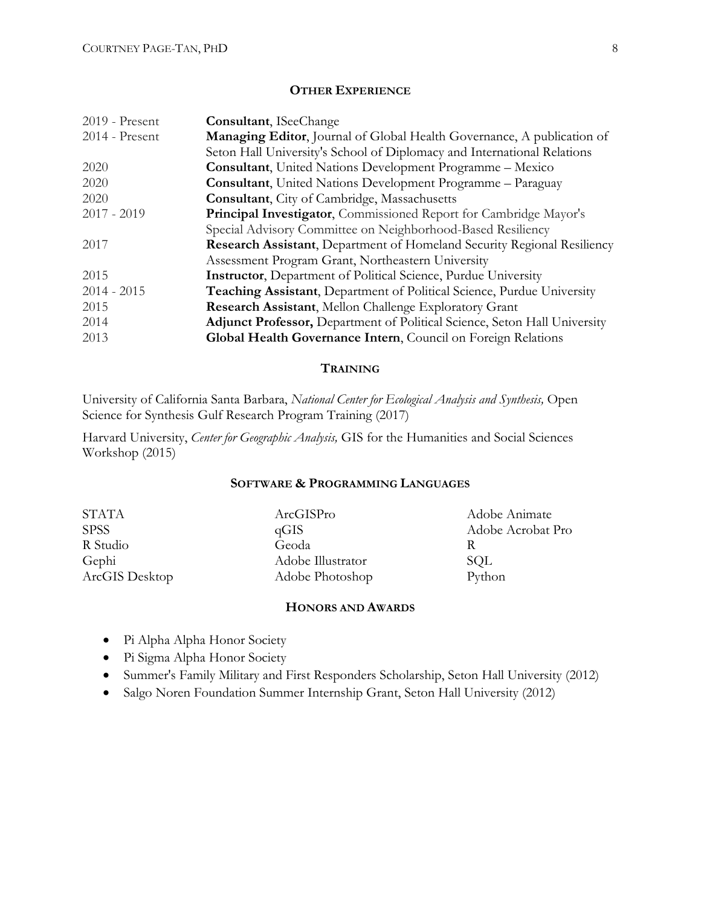## OTHER EXPERIENCE

| | |
|---|---|
| 2019 - Present | **Consultant**, ISeeChange |
| 2014 - Present | **Managing Editor**, Journal of Global Health Governance, A publication of Seton Hall University's School of Diplomacy and International Relations |
| 2020 | **Consultant**, United Nations Development Programme – Mexico |
| 2020 | **Consultant**, United Nations Development Programme – Paraguay |
| 2020 | **Consultant**, City of Cambridge, Massachusetts |
| 2017 - 2019 | **Principal Investigator**, Commissioned Report for Cambridge Mayor's Special Advisory Committee on Neighborhood-Based Resiliency |
| 2017 | **Research Assistant**, Department of Homeland Security Regional Resiliency Assessment Program Grant, Northeastern University |
| 2015 | **Instructor**, Department of Political Science, Purdue University |
| 2014 - 2015 | **Teaching Assistant**, Department of Political Science, Purdue University |
| 2015 | **Research Assistant**, Mellon Challenge Exploratory Grant |
| 2014 | **Adjunct Professor,** Department of Political Science, Seton Hall University |
| 2013 | **Global Health Governance Intern**, Council on Foreign Relations |

## TRAINING

University of California Santa Barbara, *National Center for Ecological Analysis and Synthesis,* Open Science for Synthesis Gulf Research Program Training (2017)

Harvard University, *Center for Geographic Analysis,* GIS for the Humanities and Social Sciences Workshop (2015)

## SOFTWARE & PROGRAMMING LANGUAGES

| | | |
|---|---|---|
| STATA | ArcGISPro | Adobe Animate |
| SPSS | qGIS | Adobe Acrobat Pro |
| R Studio | Geoda | R |
| Gephi | Adobe Illustrator | SQL |
| ArcGIS Desktop | Adobe Photoshop | Python |

## HONORS AND AWARDS

- Pi Alpha Alpha Honor Society
- Pi Sigma Alpha Honor Society
- Summer's Family Military and First Responders Scholarship, Seton Hall University (2012)
- Salgo Noren Foundation Summer Internship Grant, Seton Hall University (2012)